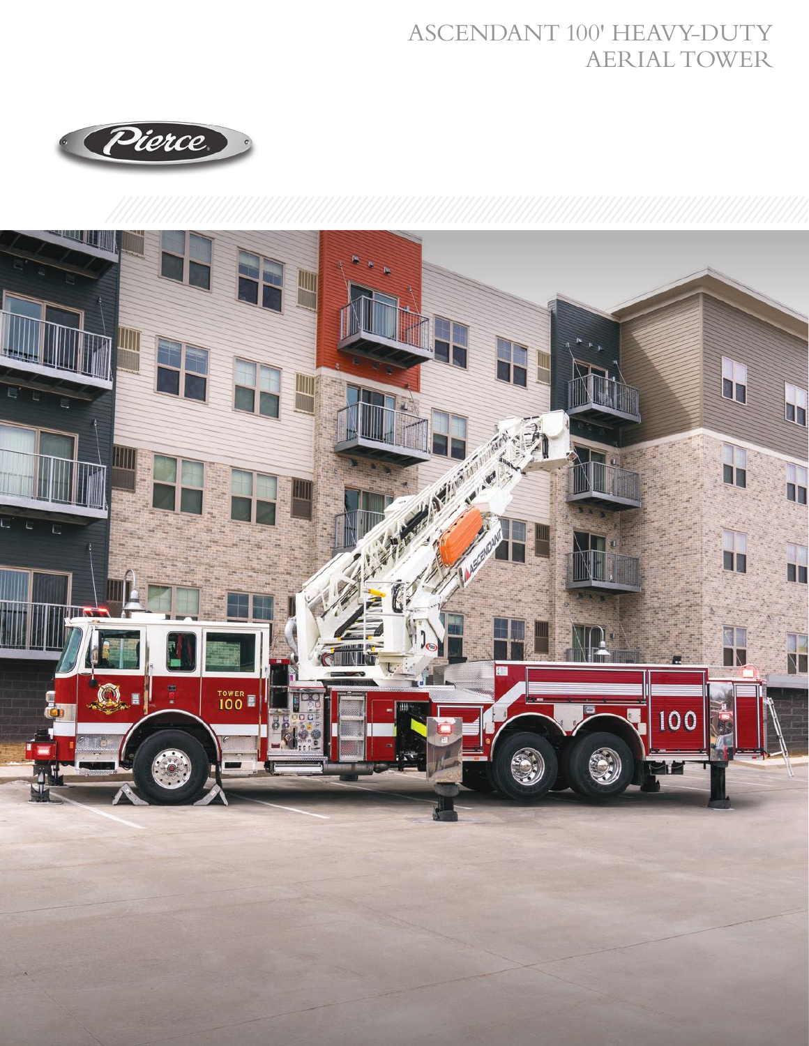# ASCENDANT 100' HEAVY-DUTY AERIAL TOWER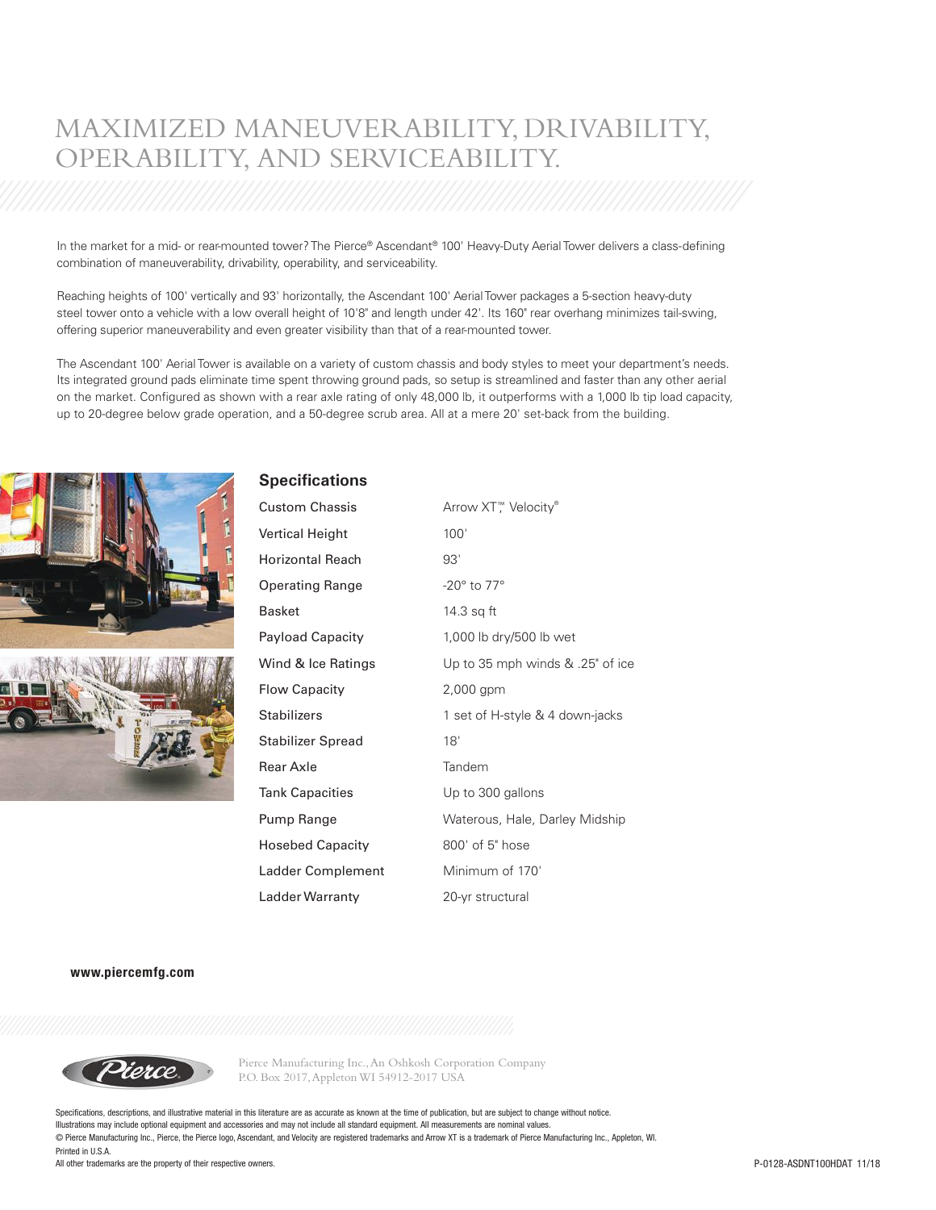# MAXIMIZED MANEUVERABILITY, DRIVABILITY, OPERABILITY, AND SERVICEABILITY.

In the market for a mid- or rear-mounted tower? The Pierce® Ascendant® 100' Heavy-Duty Aerial Tower delivers a class-defining combination of maneuverability, drivability, operability, and serviceability.

Reaching heights of 100' vertically and 93' horizontally, the Ascendant 100' Aerial Tower packages a 5-section heavy-duty steel tower onto a vehicle with a low overall height of 10'8" and length under 42'. Its 160" rear overhang minimizes tail-swing, offering superior maneuverability and even greater visibility than that of a rear-mounted tower.

The Ascendant 100' Aerial Tower is available on a variety of custom chassis and body styles to meet your department's needs. Its integrated ground pads eliminate time spent throwing ground pads, so setup is streamlined and faster than any other aerial on the market. Configured as shown with a rear axle rating of only 48,000 lb, it outperforms with a 1,000 lb tip load capacity, up to 20-degree below grade operation, and a 50-degree scrub area. All at a mere 20' set-back from the building.

## Specifications

| | |
|---|---|
| Custom Chassis | Arrow XT™, Velocity® |
| Vertical Height | 100' |
| Horizontal Reach | 93' |
| Operating Range | -20° to 77° |
| Basket | 14.3 sq ft |
| Payload Capacity | 1,000 lb dry/500 lb wet |
| Wind & Ice Ratings | Up to 35 mph winds & .25" of ice |
| Flow Capacity | 2,000 gpm |
| Stabilizers | 1 set of H-style & 4 down-jacks |
| Stabilizer Spread | 18' |
| Rear Axle | Tandem |
| Tank Capacities | Up to 300 gallons |
| Pump Range | Waterous, Hale, Darley Midship |
| Hosebed Capacity | 800' of 5" hose |
| Ladder Complement | Minimum of 170' |
| Ladder Warranty | 20-yr structural |

**www.piercemfg.com**

Pierce Manufacturing Inc., An Oshkosh Corporation Company
P.O. Box 2017, Appleton WI 54912-2017 USA

Specifications, descriptions, and illustrative material in this literature are as accurate as known at the time of publication, but are subject to change without notice.
Illustrations may include optional equipment and accessories and may not include all standard equipment. All measurements are nominal values.
© Pierce Manufacturing Inc., Pierce, the Pierce logo, Ascendant, and Velocity are registered trademarks and Arrow XT is a trademark of Pierce Manufacturing Inc., Appleton, WI.
Printed in U.S.A.
All other trademarks are the property of their respective owners.

P-0128-ASDNT100HDAT 11/18